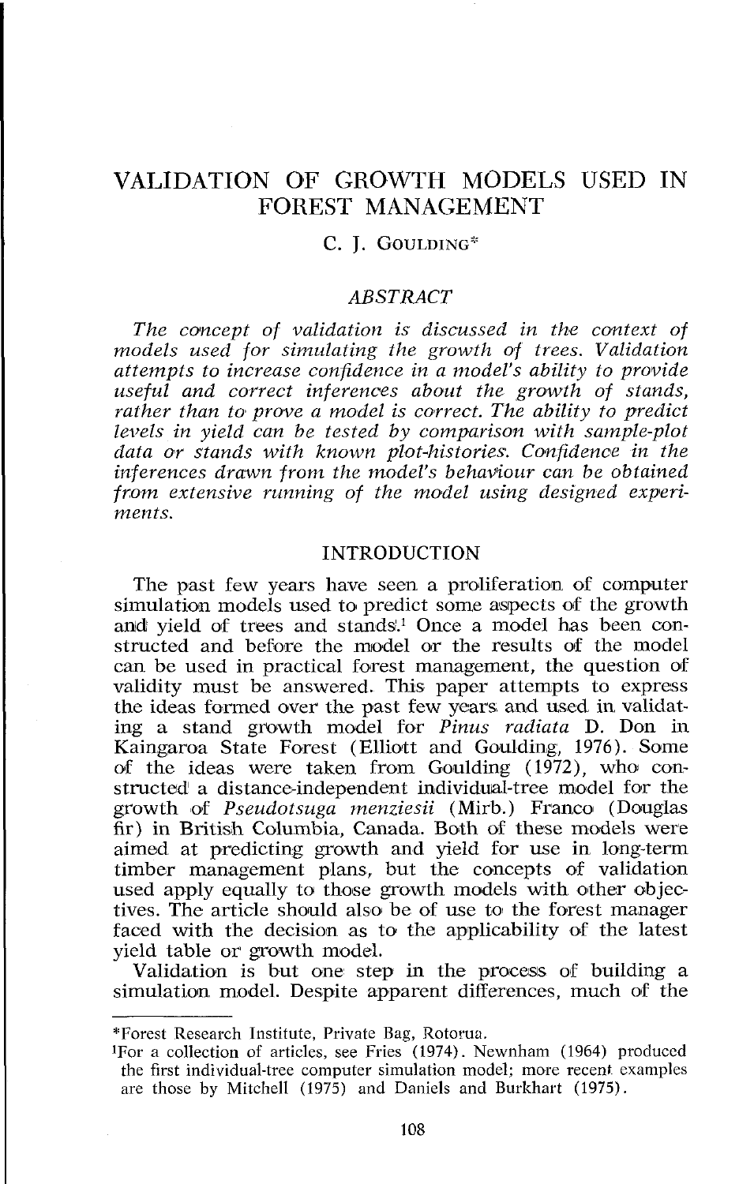# VALIDATION OF GROWTH MODELS USED IN FOREST MANAGEMENT

C. J. GOULDING*

## ABSTRACT

*The concept of validation is discussed in the context of models used for simulating the growth of trees. Validation attempts to increase confidence in a model's ability to provide useful and correct inferences about the growth of stands, rather than to prove a model is correct. The ability to predict levels in yield can be tested by comparison with sample-plot data or stands with known plot-histories. Confidence in the inferences drawn from the model's behaviour can be obtained from extensive running of the model using designed experiments.*

## INTRODUCTION

The past few years have seen a proliferation of computer simulation models used to predict some aspects of the growth and yield of trees and stands.[1] Once a model has been constructed and before the model or the results of the model can be used in practical forest management, the question of validity must be answered. This paper attempts to express the ideas formed over the past few years and used in validating a stand growth model for *Pinus radiata* D. Don in Kaingaroa State Forest (Elliott and Goulding, 1976). Some of the ideas were taken from Goulding (1972), who constructed a distance-independent individual-tree model for the growth of *Pseudotsuga menziesii* (Mirb.) Franco (Douglas fir) in British Columbia, Canada. Both of these models were aimed at predicting growth and yield for use in long-term timber management plans, but the concepts of validation used apply equally to those growth models with other objectives. The article should also be of use to the forest manager faced with the decision as to the applicability of the latest yield table or growth model.

Validation is but one step in the process of building a simulation model. Despite apparent differences, much of the

---

*Forest Research Institute, Private Bag, Rotorua.

[1]For a collection of articles, see Fries (1974). Newnham (1964) produced the first individual-tree computer simulation model; more recent examples are those by Mitchell (1975) and Daniels and Burkhart (1975).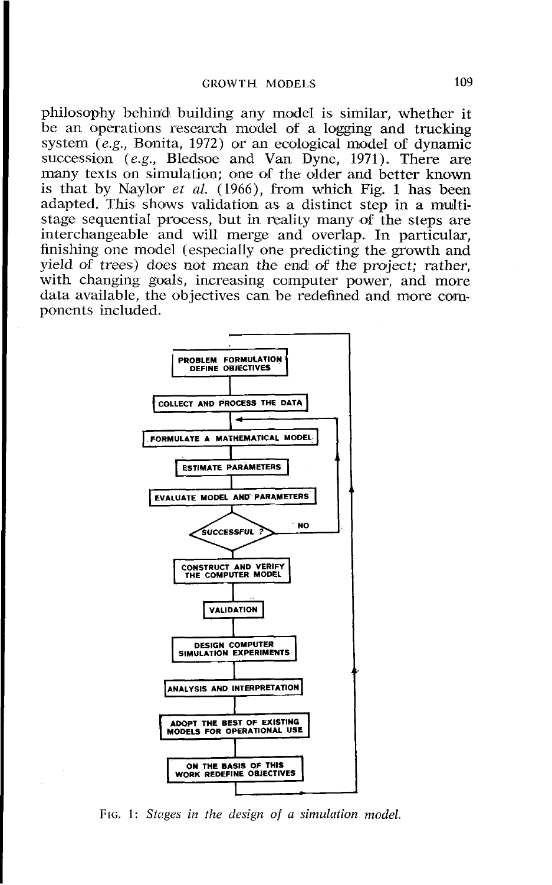philosophy behind building any model is similar, whether it be an operations research model of a logging and trucking system (*e.g.*, Bonita, 1972) or an ecological model of dynamic succession (*e.g.*, Bledsoe and Van Dyne, 1971). There are many texts on simulation; one of the older and better known is that by Naylor *et al.* (1966), from which Fig. 1 has been adapted. This shows validation as a distinct step in a multi-stage sequential process, but in reality many of the steps are interchangeable and will merge and overlap. In particular, finishing one model (especially one predicting the growth and yield of trees) does not mean the end of the project; rather, with changing goals, increasing computer power, and more data available, the objectives can be redefined and more components included.

PROBLEM FORMULATION DEFINE OBJECTIVES

COLLECT AND PROCESS THE DATA

FORMULATE A MATHEMATICAL MODEL

ESTIMATE PARAMETERS

EVALUATE MODEL AND PARAMETERS

SUCCESSFUL ? — NO

CONSTRUCT AND VERIFY THE COMPUTER MODEL

VALIDATION

DESIGN COMPUTER SIMULATION EXPERIMENTS

ANALYSIS AND INTERPRETATION

ADOPT THE BEST OF EXISTING MODELS FOR OPERATIONAL USE

ON THE BASIS OF THIS WORK REDEFINE OBJECTIVES

FIG. 1: *Stages in the design of a simulation model.*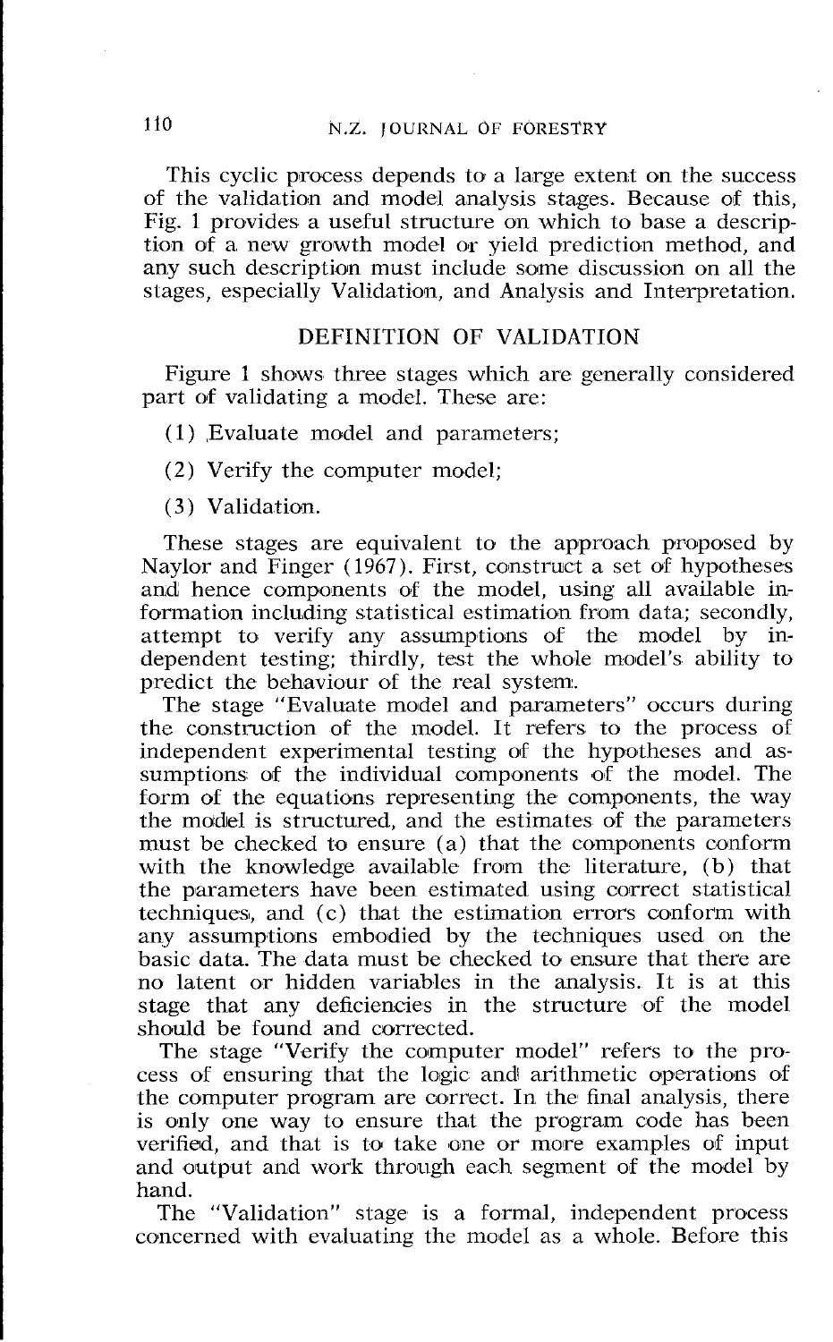This cyclic process depends to a large extent on the success of the validation and model analysis stages. Because of this, Fig. 1 provides a useful structure on which to base a description of a new growth model or yield prediction method, and any such description must include some discussion on all the stages, especially Validation, and Analysis and Interpretation.

## DEFINITION OF VALIDATION

Figure 1 shows three stages which are generally considered part of validating a model. These are:

(1) Evaluate model and parameters;

(2) Verify the computer model;

(3) Validation.

These stages are equivalent to the approach proposed by Naylor and Finger (1967). First, construct a set of hypotheses and hence components of the model, using all available information including statistical estimation from data; secondly, attempt to verify any assumptions of the model by independent testing; thirdly, test the whole model's ability to predict the behaviour of the real system.

The stage "Evaluate model and parameters" occurs during the construction of the model. It refers to the process of independent experimental testing of the hypotheses and assumptions of the individual components of the model. The form of the equations representing the components, the way the model is structured, and the estimates of the parameters must be checked to ensure (a) that the components conform with the knowledge available from the literature, (b) that the parameters have been estimated using correct statistical techniques, and (c) that the estimation errors conform with any assumptions embodied by the techniques used on the basic data. The data must be checked to ensure that there are no latent or hidden variables in the analysis. It is at this stage that any deficiencies in the structure of the model should be found and corrected.

The stage "Verify the computer model" refers to the process of ensuring that the logic and arithmetic operations of the computer program are correct. In the final analysis, there is only one way to ensure that the program code has been verified, and that is to take one or more examples of input and output and work through each segment of the model by hand.

The "Validation" stage is a formal, independent process concerned with evaluating the model as a whole. Before this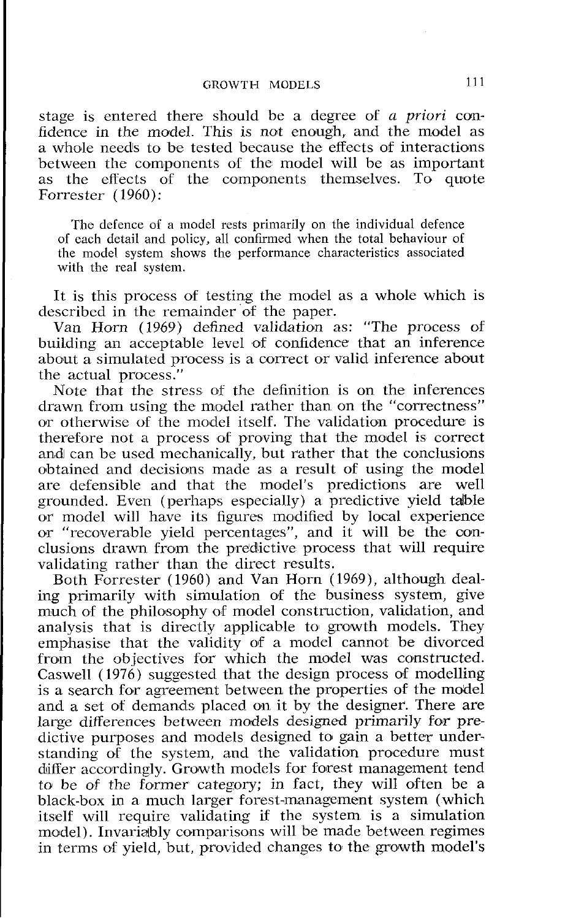stage is entered there should be a degree of *a priori* confidence in the model. This is not enough, and the model as a whole needs to be tested because the effects of interactions between the components of the model will be as important as the effects of the components themselves. To quote Forrester (1960):

> The defence of a model rests primarily on the individual defence of each detail and policy, all confirmed when the total behaviour of the model system shows the performance characteristics associated with the real system.

It is this process of testing the model as a whole which is described in the remainder of the paper.

Van Horn (1969) defined validation as: "The process of building an acceptable level of confidence that an inference about a simulated process is a correct or valid inference about the actual process."

Note that the stress of the definition is on the inferences drawn from using the model rather than on the "correctness" or otherwise of the model itself. The validation procedure is therefore not a process of proving that the model is correct and can be used mechanically, but rather that the conclusions obtained and decisions made as a result of using the model are defensible and that the model's predictions are well grounded. Even (perhaps especially) a predictive yield table or model will have its figures modified by local experience or "recoverable yield percentages", and it will be the conclusions drawn from the predictive process that will require validating rather than the direct results.

Both Forrester (1960) and Van Horn (1969), although dealing primarily with simulation of the business system, give much of the philosophy of model construction, validation, and analysis that is directly applicable to growth models. They emphasise that the validity of a model cannot be divorced from the objectives for which the model was constructed. Caswell (1976) suggested that the design process of modelling is a search for agreement between the properties of the model and a set of demands placed on it by the designer. There are large differences between models designed primarily for predictive purposes and models designed to gain a better understanding of the system, and the validation procedure must differ accordingly. Growth models for forest management tend to be of the former category; in fact, they will often be a black-box in a much larger forest-management system (which itself will require validating if the system is a simulation model). Invariably comparisons will be made between regimes in terms of yield, but, provided changes to the growth model's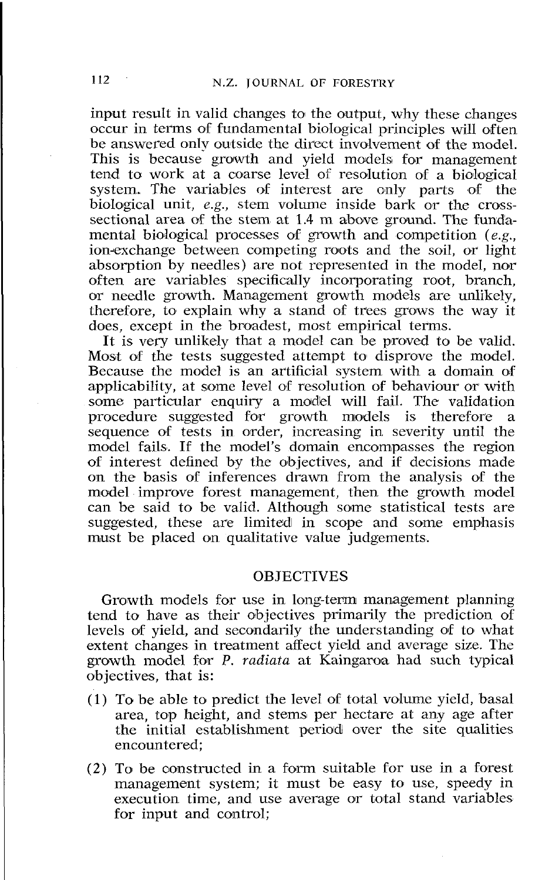input result in valid changes to the output, why these changes occur in terms of fundamental biological principles will often be answered only outside the direct involvement of the model. This is because growth and yield models for management tend to work at a coarse level of resolution of a biological system. The variables of interest are only parts of the biological unit, *e.g.*, stem volume inside bark or the cross-sectional area of the stem at 1.4 m above ground. The fundamental biological processes of growth and competition (*e.g.*, ion-exchange between competing roots and the soil, or light absorption by needles) are not represented in the model, nor often are variables specifically incorporating root, branch, or needle growth. Management growth models are unlikely, therefore, to explain why a stand of trees grows the way it does, except in the broadest, most empirical terms.

It is very unlikely that a model can be proved to be valid. Most of the tests suggested attempt to disprove the model. Because the model is an artificial system with a domain of applicability, at some level of resolution of behaviour or with some particular enquiry a model will fail. The validation procedure suggested for growth models is therefore a sequence of tests in order, increasing in severity until the model fails. If the model's domain encompasses the region of interest defined by the objectives, and if decisions made on the basis of inferences drawn from the analysis of the model improve forest management, then the growth model can be said to be valid. Although some statistical tests are suggested, these are limited in scope and some emphasis must be placed on qualitative value judgements.

## OBJECTIVES

Growth models for use in long-term management planning tend to have as their objectives primarily the prediction of levels of yield, and secondarily the understanding of to what extent changes in treatment affect yield and average size. The growth model for *P. radiata* at Kaingaroa had such typical objectives, that is:

(1) To be able to predict the level of total volume yield, basal area, top height, and stems per hectare at any age after the initial establishment period over the site qualities encountered;

(2) To be constructed in a form suitable for use in a forest management system; it must be easy to use, speedy in execution time, and use average or total stand variables for input and control;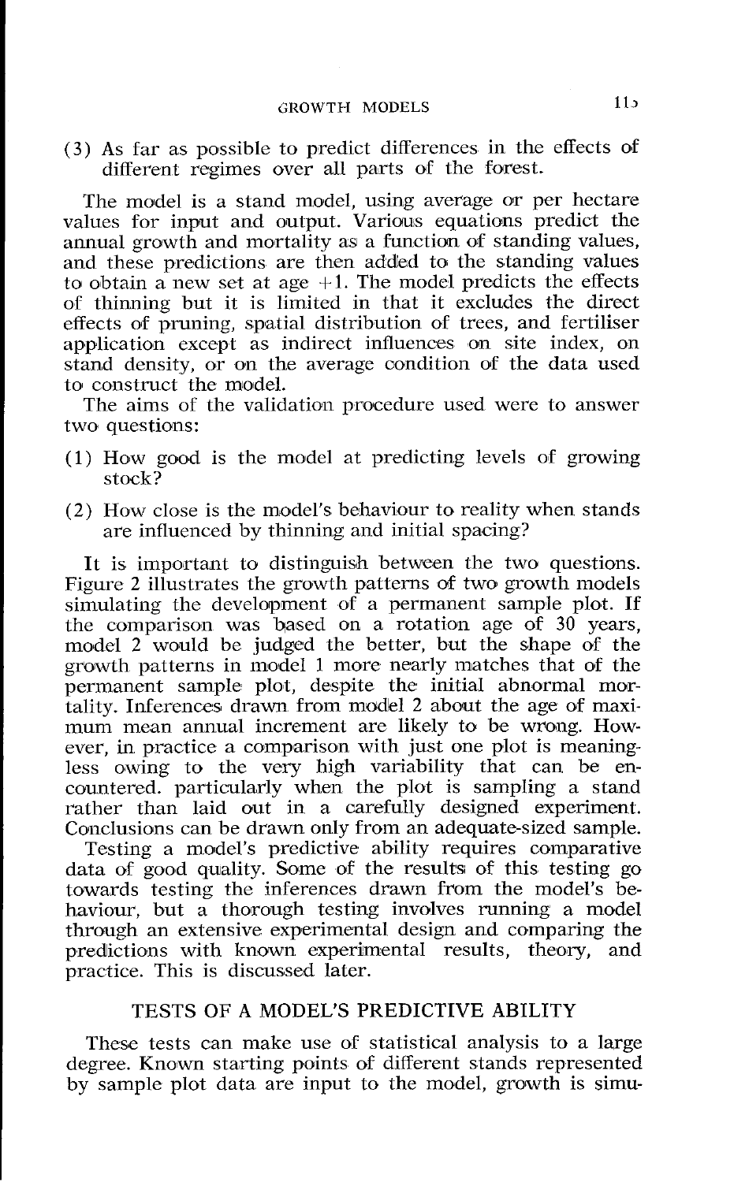(3) As far as possible to predict differences in the effects of different regimes over all parts of the forest.

The model is a stand model, using average or per hectare values for input and output. Various equations predict the annual growth and mortality as a function of standing values, and these predictions are then added to the standing values to obtain a new set at age +1. The model predicts the effects of thinning but it is limited in that it excludes the direct effects of pruning, spatial distribution of trees, and fertiliser application except as indirect influences on site index, on stand density, or on the average condition of the data used to construct the model.

The aims of the validation procedure used were to answer two questions:

(1) How good is the model at predicting levels of growing stock?

(2) How close is the model's behaviour to reality when stands are influenced by thinning and initial spacing?

It is important to distinguish between the two questions. Figure 2 illustrates the growth patterns of two growth models simulating the development of a permanent sample plot. If the comparison was based on a rotation age of 30 years, model 2 would be judged the better, but the shape of the growth patterns in model 1 more nearly matches that of the permanent sample plot, despite the initial abnormal mortality. Inferences drawn from model 2 about the age of maximum mean annual increment are likely to be wrong. However, in practice a comparison with just one plot is meaningless owing to the very high variability that can be encountered. particularly when the plot is sampling a stand rather than laid out in a carefully designed experiment. Conclusions can be drawn only from an adequate-sized sample.

Testing a model's predictive ability requires comparative data of good quality. Some of the results of this testing go towards testing the inferences drawn from the model's behaviour, but a thorough testing involves running a model through an extensive experimental design and comparing the predictions with known experimental results, theory, and practice. This is discussed later.

## TESTS OF A MODEL'S PREDICTIVE ABILITY

These tests can make use of statistical analysis to a large degree. Known starting points of different stands represented by sample plot data are input to the model, growth is simu-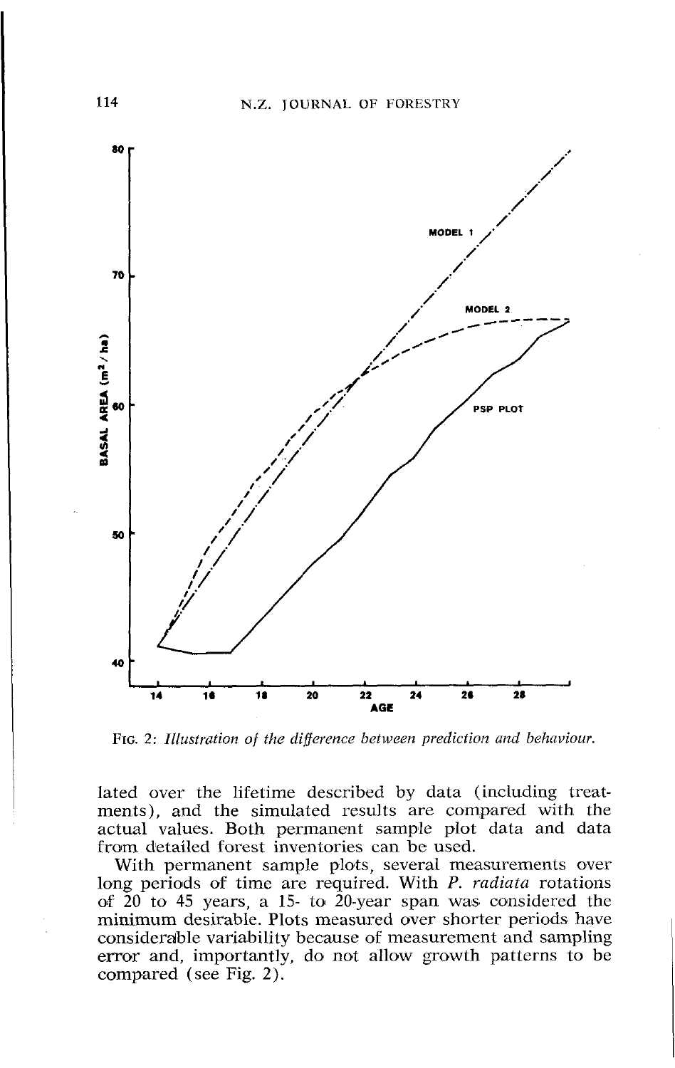FIG. 2: *Illustration of the difference between prediction and behaviour.*

lated over the lifetime described by data (including treatments), and the simulated results are compared with the actual values. Both permanent sample plot data and data from detailed forest inventories can be used.

With permanent sample plots, several measurements over long periods of time are required. With *P. radiata* rotations of 20 to 45 years, a 15- to 20-year span was considered the minimum desirable. Plots measured over shorter periods have considerable variability because of measurement and sampling error and, importantly, do not allow growth patterns to be compared (see Fig. 2).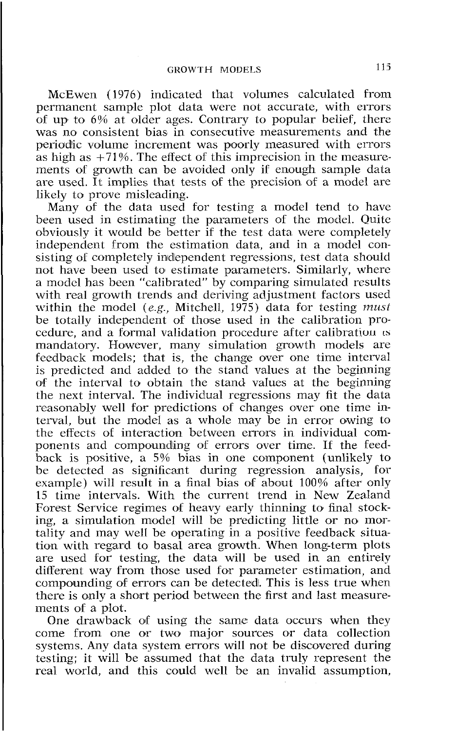McEwen (1976) indicated that volumes calculated from permanent sample plot data were not accurate, with errors of up to 6% at older ages. Contrary to popular belief, there was no consistent bias in consecutive measurements and the periodic volume increment was poorly measured with errors as high as +71%. The effect of this imprecision in the measurements of growth can be avoided only if enough sample data are used. It implies that tests of the precision of a model are likely to prove misleading.

Many of the data used for testing a model tend to have been used in estimating the parameters of the model. Quite obviously it would be better if the test data were completely independent from the estimation data, and in a model consisting of completely independent regressions, test data should not have been used to estimate parameters. Similarly, where a model has been "calibrated" by comparing simulated results with real growth trends and deriving adjustment factors used within the model (*e.g.*, Mitchell, 1975) data for testing *must* be totally independent of those used in the calibration procedure, and a formal validation procedure after calibration is mandatory. However, many simulation growth models are feedback models; that is, the change over one time interval is predicted and added to the stand values at the beginning of the interval to obtain the stand values at the beginning the next interval. The individual regressions may fit the data reasonably well for predictions of changes over one time interval, but the model as a whole may be in error owing to the effects of interaction between errors in individual components and compounding of errors over time. If the feedback is positive, a 5% bias in one component (unlikely to be detected as significant during regression analysis, for example) will result in a final bias of about 100% after only 15 time intervals. With the current trend in New Zealand Forest Service regimes of heavy early thinning to final stocking, a simulation model will be predicting little or no mortality and may well be operating in a positive feedback situation with regard to basal area growth. When long-term plots are used for testing, the data will be used in an entirely different way from those used for parameter estimation, and compounding of errors can be detected. This is less true when there is only a short period between the first and last measurements of a plot.

One drawback of using the same data occurs when they come from one or two major sources or data collection systems. Any data system errors will not be discovered during testing; it will be assumed that the data truly represent the real world, and this could well be an invalid assumption,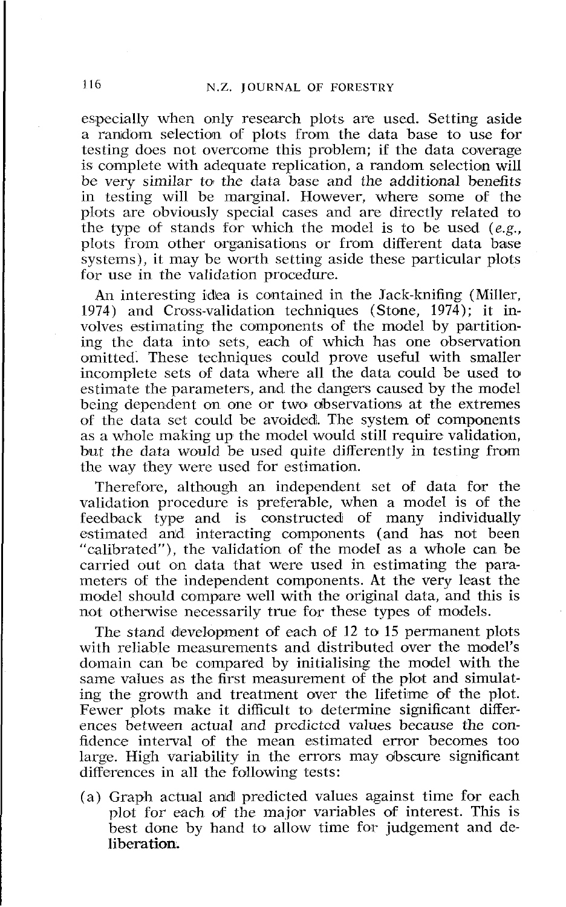especially when only research plots are used. Setting aside a random selection of plots from the data base to use for testing does not overcome this problem; if the data coverage is complete with adequate replication, a random selection will be very similar to the data base and the additional benefits in testing will be marginal. However, where some of the plots are obviously special cases and are directly related to the type of stands for which the model is to be used (*e.g.*, plots from other organisations or from different data base systems), it may be worth setting aside these particular plots for use in the validation procedure.

An interesting idea is contained in the Jack-knifing (Miller, 1974) and Cross-validation techniques (Stone, 1974); it involves estimating the components of the model by partitioning the data into sets, each of which has one observation omitted. These techniques could prove useful with smaller incomplete sets of data where all the data could be used to estimate the parameters, and the dangers caused by the model being dependent on one or two observations at the extremes of the data set could be avoided. The system of components as a whole making up the model would still require validation, but the data would be used quite differently in testing from the way they were used for estimation.

Therefore, although an independent set of data for the validation procedure is preferable, when a model is of the feedback type and is constructed of many individually estimated and interacting components (and has not been "calibrated"), the validation of the model as a whole can be carried out on data that were used in estimating the parameters of the independent components. At the very least the model should compare well with the original data, and this is not otherwise necessarily true for these types of models.

The stand development of each of 12 to 15 permanent plots with reliable measurements and distributed over the model's domain can be compared by initialising the model with the same values as the first measurement of the plot and simulating the growth and treatment over the lifetime of the plot. Fewer plots make it difficult to determine significant differences between actual and predicted values because the confidence interval of the mean estimated error becomes too large. High variability in the errors may obscure significant differences in all the following tests:

(a) Graph actual and predicted values against time for each plot for each of the major variables of interest. This is best done by hand to allow time for judgement and deliberation.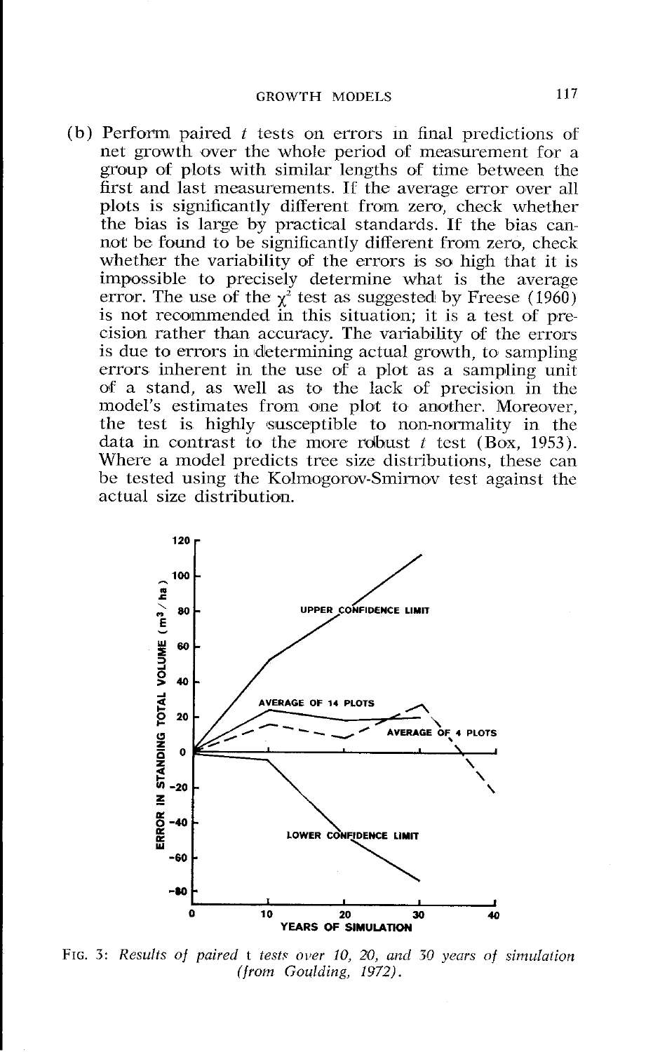(b) Perform paired *t* tests on errors in final predictions of net growth over the whole period of measurement for a group of plots with similar lengths of time between the first and last measurements. If the average error over all plots is significantly different from zero, check whether the bias is large by practical standards. If the bias cannot be found to be significantly different from zero, check whether the variability of the errors is so high that it is impossible to precisely determine what is the average error. The use of the $\chi^2$ test as suggested by Freese (1960) is not recommended in this situation; it is a test of precision rather than accuracy. The variability of the errors is due to errors in determining actual growth, to sampling errors inherent in the use of a plot as a sampling unit of a stand, as well as to the lack of precision in the model's estimates from one plot to another. Moreover, the test is highly susceptible to non-normality in the data in contrast to the more robust *t* test (Box, 1953). Where a model predicts tree size distributions, these can be tested using the Kolmogorov-Smirnov test against the actual size distribution.

FIG. 3: *Results of paired* t *tests over 10, 20, and 30 years of simulation (from Goulding, 1972).*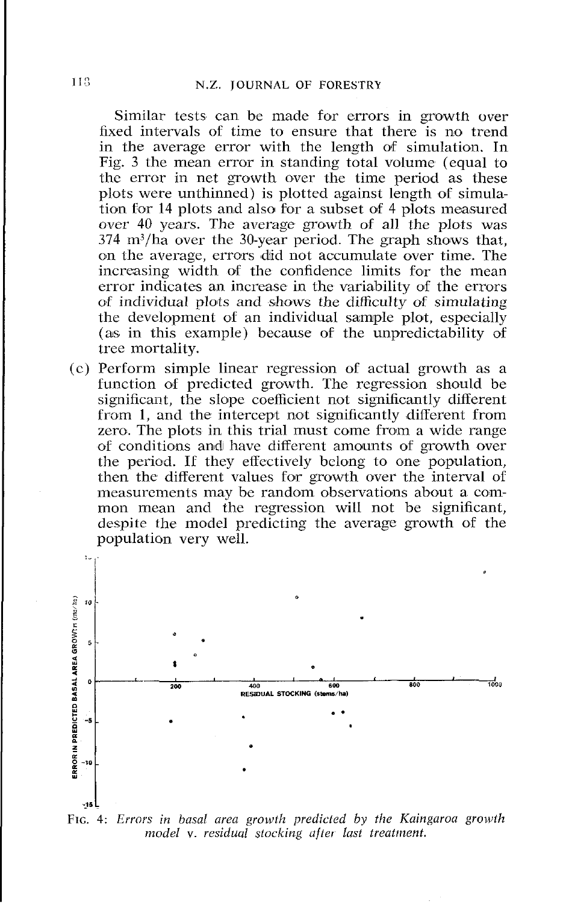Similar tests can be made for errors in growth over fixed intervals of time to ensure that there is no trend in the average error with the length of simulation. In Fig. 3 the mean error in standing total volume (equal to the error in net growth over the time period as these plots were unthinned) is plotted against length of simulation for 14 plots and also for a subset of 4 plots measured over 40 years. The average growth of all the plots was 374 $m^3$/ha over the 30-year period. The graph shows that, on the average, errors did not accumulate over time. The increasing width of the confidence limits for the mean error indicates an increase in the variability of the errors of individual plots and shows the difficulty of simulating the development of an individual sample plot, especially (as in this example) because of the unpredictability of tree mortality.

(c) Perform simple linear regression of actual growth as a function of predicted growth. The regression should be significant, the slope coefficient not significantly different from 1, and the intercept not significantly different from zero. The plots in this trial must come from a wide range of conditions and have different amounts of growth over the period. If they effectively belong to one population, then the different values for growth over the interval of measurements may be random observations about a common mean and the regression will not be significant, despite the model predicting the average growth of the population very well.

FIG. 4: *Errors in basal area growth predicted by the Kaingaroa growth model v. residual stocking after last treatment.*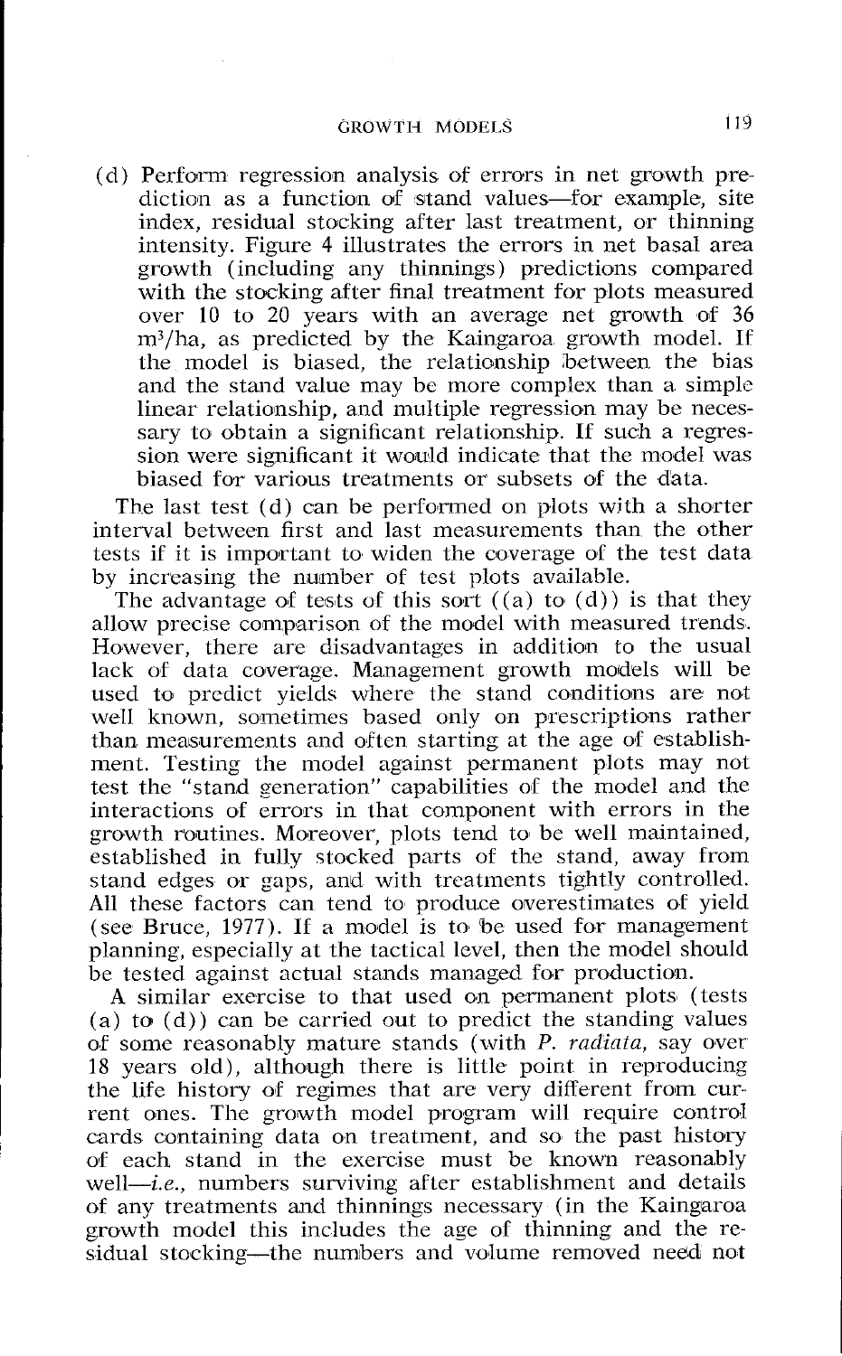(d) Perform regression analysis of errors in net growth prediction as a function of stand values—for example, site index, residual stocking after last treatment, or thinning intensity. Figure 4 illustrates the errors in net basal area growth (including any thinnings) predictions compared with the stocking after final treatment for plots measured over 10 to 20 years with an average net growth of 36 $m^3/ha$, as predicted by the Kaingaroa growth model. If the model is biased, the relationship between the bias and the stand value may be more complex than a simple linear relationship, and multiple regression may be necessary to obtain a significant relationship. If such a regression were significant it would indicate that the model was biased for various treatments or subsets of the data.

The last test (d) can be performed on plots with a shorter interval between first and last measurements than the other tests if it is important to widen the coverage of the test data by increasing the number of test plots available.

The advantage of tests of this sort ((a) to (d)) is that they allow precise comparison of the model with measured trends. However, there are disadvantages in addition to the usual lack of data coverage. Management growth models will be used to predict yields where the stand conditions are not well known, sometimes based only on prescriptions rather than measurements and often starting at the age of establishment. Testing the model against permanent plots may not test the "stand generation" capabilities of the model and the interactions of errors in that component with errors in the growth routines. Moreover, plots tend to be well maintained, established in fully stocked parts of the stand, away from stand edges or gaps, and with treatments tightly controlled. All these factors can tend to produce overestimates of yield (see Bruce, 1977). If a model is to be used for management planning, especially at the tactical level, then the model should be tested against actual stands managed for production.

A similar exercise to that used on permanent plots (tests (a) to (d)) can be carried out to predict the standing values of some reasonably mature stands (with *P. radiata*, say over 18 years old), although there is little point in reproducing the life history of regimes that are very different from current ones. The growth model program will require control cards containing data on treatment, and so the past history of each stand in the exercise must be known reasonably well—*i.e.*, numbers surviving after establishment and details of any treatments and thinnings necessary (in the Kaingaroa growth model this includes the age of thinning and the residual stocking—the numbers and volume removed need not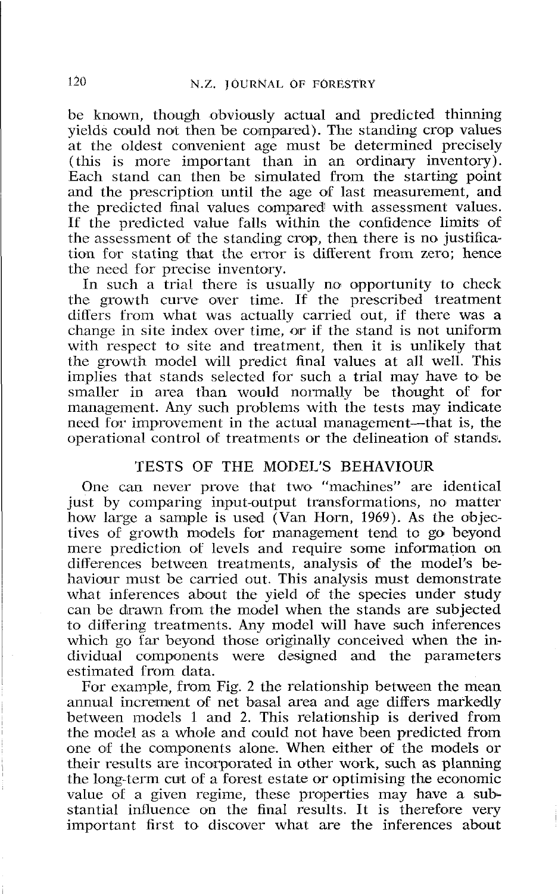be known, though obviously actual and predicted thinning yields could not then be compared). The standing crop values at the oldest convenient age must be determined precisely (this is more important than in an ordinary inventory). Each stand can then be simulated from the starting point and the prescription until the age of last measurement, and the predicted final values compared with assessment values. If the predicted value falls within the confidence limits of the assessment of the standing crop, then there is no justification for stating that the error is different from zero; hence the need for precise inventory.

In such a trial there is usually no opportunity to check the growth curve over time. If the prescribed treatment differs from what was actually carried out, if there was a change in site index over time, or if the stand is not uniform with respect to site and treatment, then it is unlikely that the growth model will predict final values at all well. This implies that stands selected for such a trial may have to be smaller in area than would normally be thought of for management. Any such problems with the tests may indicate need for improvement in the actual management—that is, the operational control of treatments or the delineation of stands.

## TESTS OF THE MODEL'S BEHAVIOUR

One can never prove that two "machines" are identical just by comparing input-output transformations, no matter how large a sample is used (Van Horn, 1969). As the objectives of growth models for management tend to go beyond mere prediction of levels and require some information on differences between treatments, analysis of the model's behaviour must be carried out. This analysis must demonstrate what inferences about the yield of the species under study can be drawn from the model when the stands are subjected to differing treatments. Any model will have such inferences which go far beyond those originally conceived when the individual components were designed and the parameters estimated from data.

For example, from Fig. 2 the relationship between the mean annual increment of net basal area and age differs markedly between models 1 and 2. This relationship is derived from the model as a whole and could not have been predicted from one of the components alone. When either of the models or their results are incorporated in other work, such as planning the long-term cut of a forest estate or optimising the economic value of a given regime, these properties may have a substantial influence on the final results. It is therefore very important first to discover what are the inferences about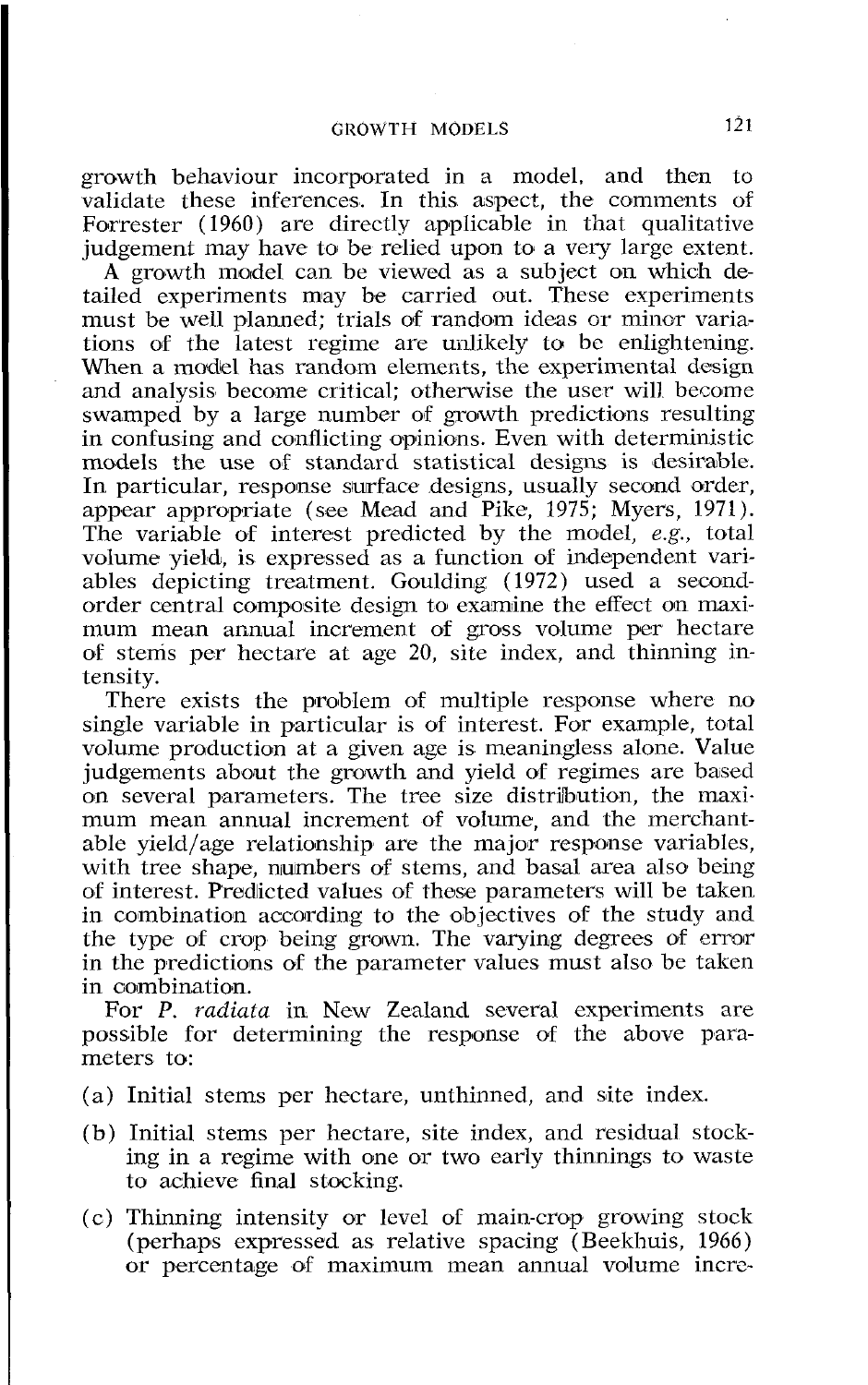growth behaviour incorporated in a model, and then to validate these inferences. In this aspect, the comments of Forrester (1960) are directly applicable in that qualitative judgement may have to be relied upon to a very large extent.

A growth model can be viewed as a subject on which detailed experiments may be carried out. These experiments must be well planned; trials of random ideas or minor variations of the latest regime are unlikely to be enlightening. When a model has random elements, the experimental design and analysis become critical; otherwise the user will become swamped by a large number of growth predictions resulting in confusing and conflicting opinions. Even with deterministic models the use of standard statistical designs is desirable. In particular, response surface designs, usually second order, appear appropriate (see Mead and Pike, 1975; Myers, 1971). The variable of interest predicted by the model, *e.g.*, total volume yield, is expressed as a function of independent variables depicting treatment. Goulding (1972) used a second-order central composite design to examine the effect on maximum mean annual increment of gross volume per hectare of stems per hectare at age 20, site index, and thinning intensity.

There exists the problem of multiple response where no single variable in particular is of interest. For example, total volume production at a given age is meaningless alone. Value judgements about the growth and yield of regimes are based on several parameters. The tree size distribution, the maximum mean annual increment of volume, and the merchantable yield/age relationship are the major response variables, with tree shape, numbers of stems, and basal area also being of interest. Predicted values of these parameters will be taken in combination according to the objectives of the study and the type of crop being grown. The varying degrees of error in the predictions of the parameter values must also be taken in combination.

For *P. radiata* in New Zealand several experiments are possible for determining the response of the above parameters to:

(a) Initial stems per hectare, unthinned, and site index.

(b) Initial stems per hectare, site index, and residual stocking in a regime with one or two early thinnings to waste to achieve final stocking.

(c) Thinning intensity or level of main-crop growing stock (perhaps expressed as relative spacing (Beekhuis, 1966) or percentage of maximum mean annual volume incre-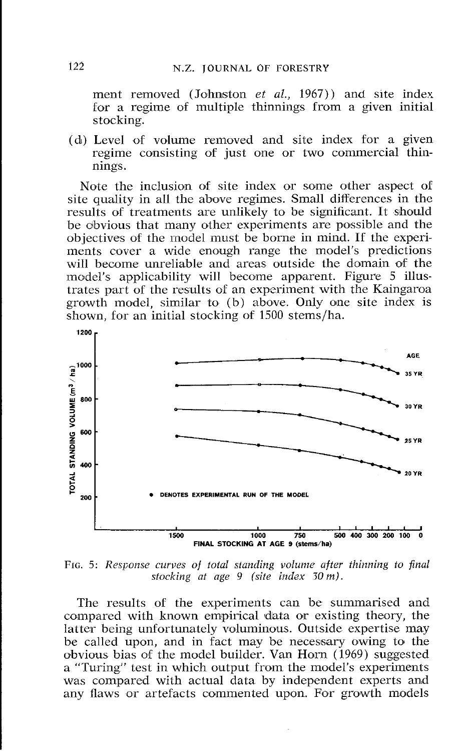ment removed (Johnston *et al.*, 1967)) and site index for a regime of multiple thinnings from a given initial stocking.

(d) Level of volume removed and site index for a given regime consisting of just one or two commercial thinnings.

Note the inclusion of site index or some other aspect of site quality in all the above regimes. Small differences in the results of treatments are unlikely to be significant. It should be obvious that many other experiments are possible and the objectives of the model must be borne in mind. If the experiments cover a wide enough range the model's predictions will become unreliable and areas outside the domain of the model's applicability will become apparent. Figure 5 illustrates part of the results of an experiment with the Kaingaroa growth model, similar to (b) above. Only one site index is shown, for an initial stocking of 1500 stems/ha.

FIG. 5: *Response curves of total standing volume after thinning to final stocking at age 9 (site index 30 m).*

The results of the experiments can be summarised and compared with known empirical data or existing theory, the latter being unfortunately voluminous. Outside expertise may be called upon, and in fact may be necessary owing to the obvious bias of the model builder. Van Horn (1969) suggested a "Turing" test in which output from the model's experiments was compared with actual data by independent experts and any flaws or artefacts commented upon. For growth models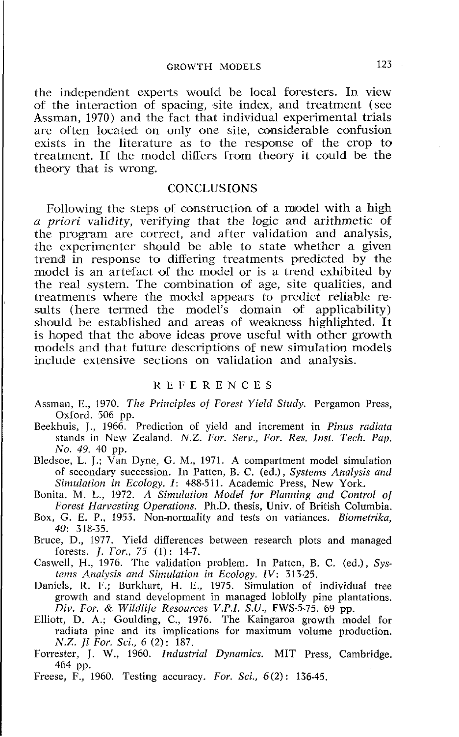the independent experts would be local foresters. In view of the interaction of spacing, site index, and treatment (see Assman, 1970) and the fact that individual experimental trials are often located on only one site, considerable confusion exists in the literature as to the response of the crop to treatment. If the model differs from theory it could be the theory that is wrong.

## CONCLUSIONS

Following the steps of construction of a model with a high *a priori* validity, verifying that the logic and arithmetic of the program are correct, and after validation and analysis, the experimenter should be able to state whether a given trend in response to differing treatments predicted by the model is an artefact of the model or is a trend exhibited by the real system. The combination of age, site qualities, and treatments where the model appears to predict reliable results (here termed the model's domain of applicability) should be established and areas of weakness highlighted. It is hoped that the above ideas prove useful with other growth models and that future descriptions of new simulation models include extensive sections on validation and analysis.

## REFERENCES

Assman, E., 1970. *The Principles of Forest Yield Study*. Pergamon Press, Oxford. 506 pp.

Beekhuis, J., 1966. Prediction of yield and increment in *Pinus radiata* stands in New Zealand. *N.Z. For. Serv., For. Res. Inst. Tech. Pap. No. 49*. 40 pp.

Bledsoe, L. J.; Van Dyne, G. M., 1971. A compartment model simulation of secondary succession. In Patten, B. C. (ed.), *Systems Analysis and Simulation in Ecology. I*: 488-511. Academic Press, New York.

Bonita, M. L., 1972. *A Simulation Model for Planning and Control of Forest Harvesting Operations*. Ph.D. thesis, Univ. of British Columbia.

Box, G. E. P., 1953. Non-normality and tests on variances. *Biometrika, 40*: 318-35.

Bruce, D., 1977. Yield differences between research plots and managed forests. *J. For., 75* (1): 14-7.

Caswell, H., 1976. The validation problem. In Patten, B. C. (ed.), *Systems Analysis and Simulation in Ecology. IV*: 313-25.

Daniels, R. F.; Burkhart, H. E., 1975. Simulation of individual tree growth and stand development in managed loblolly pine plantations. *Div. For. & Wildlife Resources V.P.I. S.U.*, FWS-5-75. 69 pp.

Elliott, D. A.; Goulding, C., 1976. The Kaingaroa growth model for radiata pine and its implications for maximum volume production. *N.Z. Jl For. Sci., 6* (2): 187.

Forrester, J. W., 1960. *Industrial Dynamics*. MIT Press, Cambridge. 464 pp.

Freese, F., 1960. Testing accuracy. *For. Sci., 6*(2): 136-45.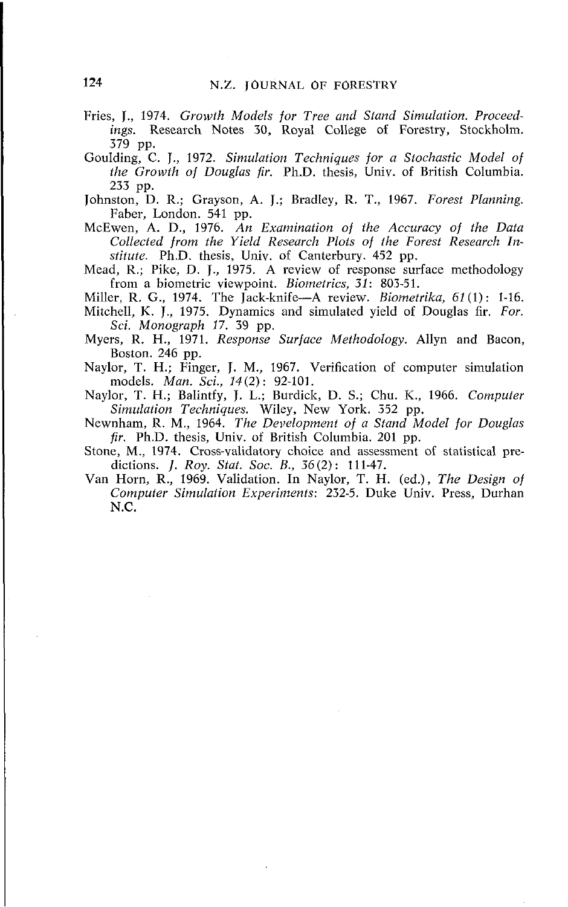Fries, J., 1974. *Growth Models for Tree and Stand Simulation. Proceedings.* Research Notes 30, Royal College of Forestry, Stockholm. 379 pp.

Goulding, C. J., 1972. *Simulation Techniques for a Stochastic Model of the Growth of Douglas fir.* Ph.D. thesis, Univ. of British Columbia. 233 pp.

Johnston, D. R.; Grayson, A. J.; Bradley, R. T., 1967. *Forest Planning.* Faber, London. 541 pp.

McEwen, A. D., 1976. *An Examination of the Accuracy of the Data Collected from the Yield Research Plots of the Forest Research Institute.* Ph.D. thesis, Univ. of Canterbury. 452 pp.

Mead, R.; Pike, D. J., 1975. A review of response surface methodology from a biometric viewpoint. *Biometrics, 31*: 803-51.

Miller, R. G., 1974. The Jack-knife—A review. *Biometrika, 61*(1): 1-16.

Mitchell, K. J., 1975. Dynamics and simulated yield of Douglas fir. *For. Sci. Monograph 17.* 39 pp.

Myers, R. H., 1971. *Response Surface Methodology.* Allyn and Bacon, Boston. 246 pp.

Naylor, T. H.; Finger, J. M., 1967. Verification of computer simulation models. *Man. Sci., 14*(2): 92-101.

Naylor, T. H.; Balintfy, J. L.; Burdick, D. S.; Chu. K., 1966. *Computer Simulation Techniques.* Wiley, New York. 352 pp.

Newnham, R. M., 1964. *The Development of a Stand Model for Douglas fir.* Ph.D. thesis, Univ. of British Columbia. 201 pp.

Stone, M., 1974. Cross-validatory choice and assessment of statistical predictions. *J. Roy. Stat. Soc. B., 36*(2): 111-47.

Van Horn, R., 1969. Validation. In Naylor, T. H. (ed.), *The Design of Computer Simulation Experiments*: 232-5. Duke Univ. Press, Durhan N.C.